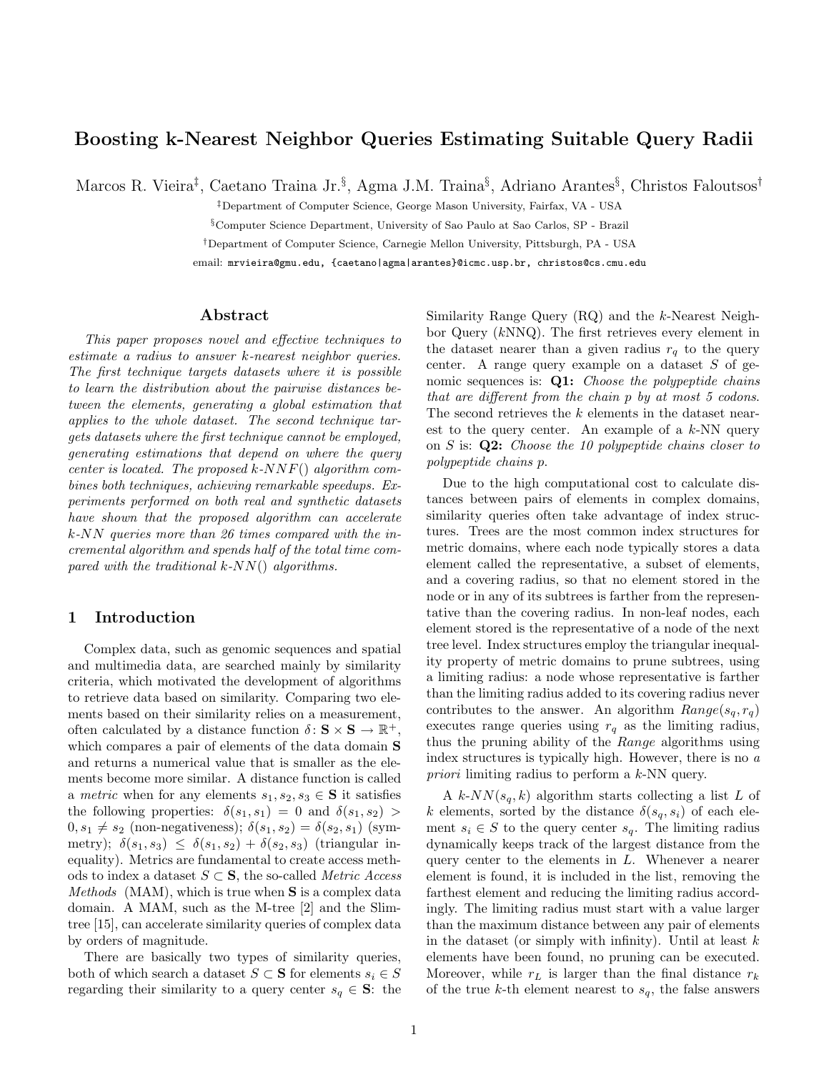# Boosting k-Nearest Neighbor Queries Estimating Suitable Query Radii

Marcos R. Vieira[‡], Caetano Traina Jr.[§], Agma J.M. Traina[§], Adriano Arantes[§], Christos Faloutsos[†]

[‡]Department of Computer Science, George Mason University, Fairfax, VA - USA

[§]Computer Science Department, University of Sao Paulo at Sao Carlos, SP - Brazil

[†]Department of Computer Science, Carnegie Mellon University, Pittsburgh, PA - USA

email: mrvieira@gmu.edu, {caetano|agma|arantes}@icmc.usp.br, christos@cs.cmu.edu

## Abstract

*This paper proposes novel and effective techniques to estimate a radius to answer k-nearest neighbor queries. The first technique targets datasets where it is possible to learn the distribution about the pairwise distances between the elements, generating a global estimation that applies to the whole dataset. The second technique targets datasets where the first technique cannot be employed, generating estimations that depend on where the query center is located. The proposed k-NNF() algorithm combines both techniques, achieving remarkable speedups. Experiments performed on both real and synthetic datasets have shown that the proposed algorithm can accelerate k-NN queries more than 26 times compared with the incremental algorithm and spends half of the total time compared with the traditional k-NN() algorithms.*

## 1 Introduction

Complex data, such as genomic sequences and spatial and multimedia data, are searched mainly by similarity criteria, which motivated the development of algorithms to retrieve data based on similarity. Comparing two elements based on their similarity relies on a measurement, often calculated by a distance function $\delta\colon \mathbf{S} \times \mathbf{S} \to \mathbb{R}^{+}$, which compares a pair of elements of the data domain $\mathbf{S}$ and returns a numerical value that is smaller as the elements become more similar. A distance function is called a *metric* when for any elements $s_1, s_2, s_3 \in \mathbf{S}$ it satisfies the following properties: $\delta(s_1, s_1) = 0$ and $\delta(s_1, s_2) > 0, s_1 \neq s_2$ (non-negativeness); $\delta(s_1, s_2) = \delta(s_2, s_1)$ (symmetry); $\delta(s_1, s_3) \leq \delta(s_1, s_2) + \delta(s_2, s_3)$ (triangular inequality). Metrics are fundamental to create access methods to index a dataset $S \subset \mathbf{S}$, the so-called *Metric Access Methods* (MAM), which is true when $\mathbf{S}$ is a complex data domain. A MAM, such as the M-tree [2] and the Slim-tree [15], can accelerate similarity queries of complex data by orders of magnitude.

There are basically two types of similarity queries, both of which search a dataset $S \subset \mathbf{S}$ for elements $s_i \in S$ regarding their similarity to a query center $s_q \in \mathbf{S}$: the Similarity Range Query (RQ) and the $k$-Nearest Neighbor Query ($k$NNQ). The first retrieves every element in the dataset nearer than a given radius $r_q$ to the query center. A range query example on a dataset $S$ of genomic sequences is: **Q1:** *Choose the polypeptide chains that are different from the chain p by at most 5 codons.* The second retrieves the $k$ elements in the dataset nearest to the query center. An example of a $k$-NN query on $S$ is: **Q2:** *Choose the 10 polypeptide chains closer to polypeptide chains p.*

Due to the high computational cost to calculate distances between pairs of elements in complex domains, similarity queries often take advantage of index structures. Trees are the most common index structures for metric domains, where each node typically stores a data element called the representative, a subset of elements, and a covering radius, so that no element stored in the node or in any of its subtrees is farther from the representative than the covering radius. In non-leaf nodes, each element stored is the representative of a node of the next tree level. Index structures employ the triangular inequality property of metric domains to prune subtrees, using a limiting radius: a node whose representative is farther than the limiting radius added to its covering radius never contributes to the answer. An algorithm $Range(s_q, r_q)$ executes range queries using $r_q$ as the limiting radius, thus the pruning ability of the *Range* algorithms using index structures is typically high. However, there is no *a priori* limiting radius to perform a $k$-NN query.

A $k$-$NN(s_q, k)$ algorithm starts collecting a list $L$ of $k$ elements, sorted by the distance $\delta(s_q, s_i)$ of each element $s_i \in S$ to the query center $s_q$. The limiting radius dynamically keeps track of the largest distance from the query center to the elements in $L$. Whenever a nearer element is found, it is included in the list, removing the farthest element and reducing the limiting radius accordingly. The limiting radius must start with a value larger than the maximum distance between any pair of elements in the dataset (or simply with infinity). Until at least $k$ elements have been found, no pruning can be executed. Moreover, while $r_L$ is larger than the final distance $r_k$ of the true $k$-th element nearest to $s_q$, the false answers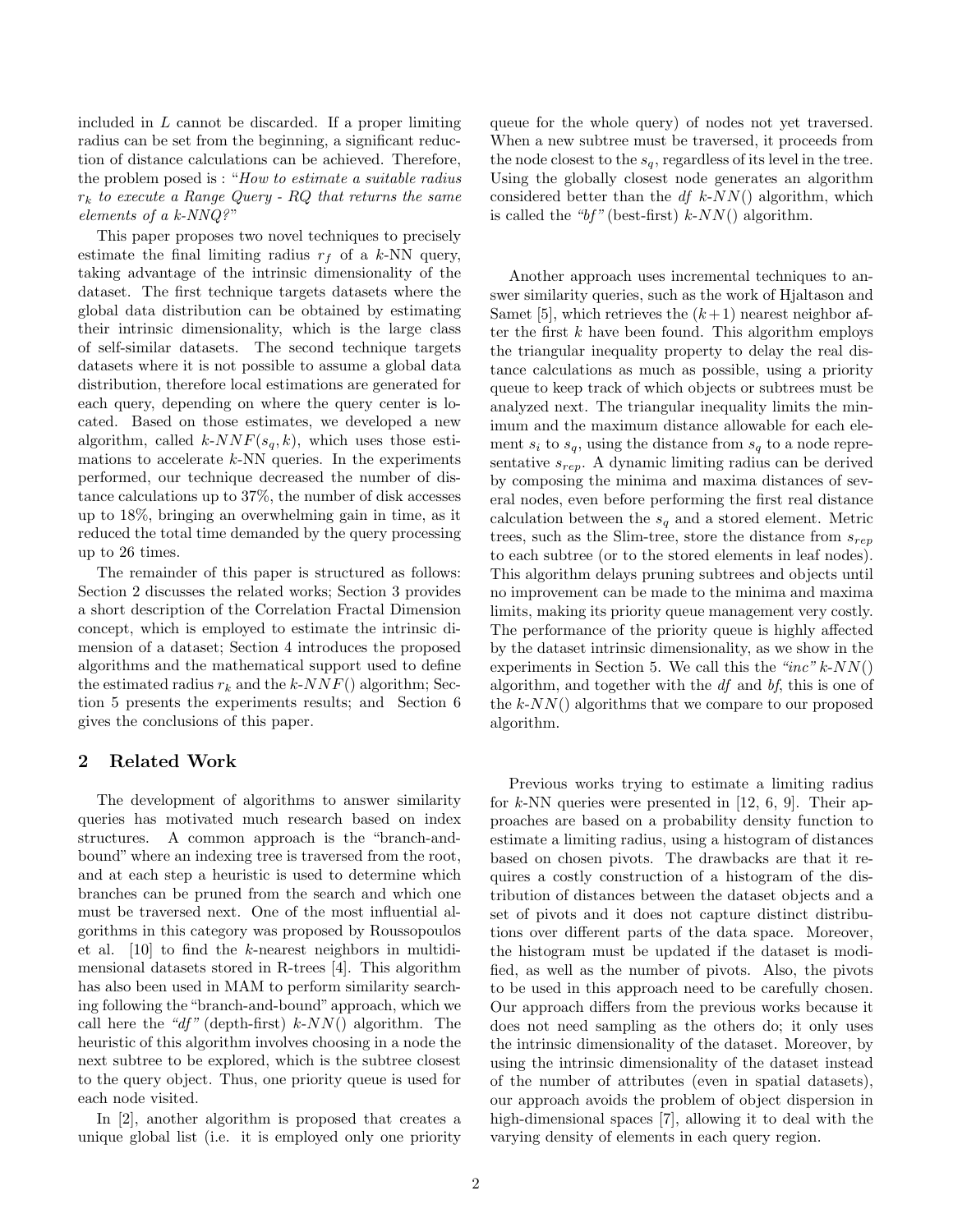included in $L$ cannot be discarded. If a proper limiting radius can be set from the beginning, a significant reduction of distance calculations can be achieved. Therefore, the problem posed is : "*How to estimate a suitable radius $r_k$ to execute a Range Query - RQ that returns the same elements of a k-NNQ?*"

This paper proposes two novel techniques to precisely estimate the final limiting radius $r_f$ of a $k$-NN query, taking advantage of the intrinsic dimensionality of the dataset. The first technique targets datasets where the global data distribution can be obtained by estimating their intrinsic dimensionality, which is the large class of self-similar datasets. The second technique targets datasets where it is not possible to assume a global data distribution, therefore local estimations are generated for each query, depending on where the query center is located. Based on those estimates, we developed a new algorithm, called $k\text{-}NNF(s_q, k)$, which uses those estimations to accelerate $k$-NN queries. In the experiments performed, our technique decreased the number of distance calculations up to 37%, the number of disk accesses up to 18%, bringing an overwhelming gain in time, as it reduced the total time demanded by the query processing up to 26 times.

The remainder of this paper is structured as follows: Section 2 discusses the related works; Section 3 provides a short description of the Correlation Fractal Dimension concept, which is employed to estimate the intrinsic dimension of a dataset; Section 4 introduces the proposed algorithms and the mathematical support used to define the estimated radius $r_k$ and the $k\text{-}NNF()$ algorithm; Section 5 presents the experiments results; and Section 6 gives the conclusions of this paper.

## 2 Related Work

The development of algorithms to answer similarity queries has motivated much research based on index structures. A common approach is the "branch-and-bound" where an indexing tree is traversed from the root, and at each step a heuristic is used to determine which branches can be pruned from the search and which one must be traversed next. One of the most influential algorithms in this category was proposed by Roussopoulos et al. [10] to find the $k$-nearest neighbors in multidimensional datasets stored in R-trees [4]. This algorithm has also been used in MAM to perform similarity searching following the "branch-and-bound" approach, which we call here the *"df"* (depth-first) $k\text{-}NN()$ algorithm. The heuristic of this algorithm involves choosing in a node the next subtree to be explored, which is the subtree closest to the query object. Thus, one priority queue is used for each node visited.

In [2], another algorithm is proposed that creates a unique global list (i.e. it is employed only one priority queue for the whole query) of nodes not yet traversed. When a new subtree must be traversed, it proceeds from the node closest to the $s_q$, regardless of its level in the tree. Using the globally closest node generates an algorithm considered better than the *df* $k\text{-}NN()$ algorithm, which is called the *"bf"* (best-first) $k\text{-}NN()$ algorithm.

Another approach uses incremental techniques to answer similarity queries, such as the work of Hjaltason and Samet [5], which retrieves the $(k+1)$ nearest neighbor after the first $k$ have been found. This algorithm employs the triangular inequality property to delay the real distance calculations as much as possible, using a priority queue to keep track of which objects or subtrees must be analyzed next. The triangular inequality limits the minimum and the maximum distance allowable for each element $s_i$ to $s_q$, using the distance from $s_q$ to a node representative $s_{rep}$. A dynamic limiting radius can be derived by composing the minima and maxima distances of several nodes, even before performing the first real distance calculation between the $s_q$ and a stored element. Metric trees, such as the Slim-tree, store the distance from $s_{rep}$ to each subtree (or to the stored elements in leaf nodes). This algorithm delays pruning subtrees and objects until no improvement can be made to the minima and maxima limits, making its priority queue management very costly. The performance of the priority queue is highly affected by the dataset intrinsic dimensionality, as we show in the experiments in Section 5. We call this the *"inc"* $k\text{-}NN()$ algorithm, and together with the *df* and *bf*, this is one of the $k\text{-}NN()$ algorithms that we compare to our proposed algorithm.

Previous works trying to estimate a limiting radius for $k$-NN queries were presented in [12, 6, 9]. Their approaches are based on a probability density function to estimate a limiting radius, using a histogram of distances based on chosen pivots. The drawbacks are that it requires a costly construction of a histogram of the distribution of distances between the dataset objects and a set of pivots and it does not capture distinct distributions over different parts of the data space. Moreover, the histogram must be updated if the dataset is modified, as well as the number of pivots. Also, the pivots to be used in this approach need to be carefully chosen. Our approach differs from the previous works because it does not need sampling as the others do; it only uses the intrinsic dimensionality of the dataset. Moreover, by using the intrinsic dimensionality of the dataset instead of the number of attributes (even in spatial datasets), our approach avoids the problem of object dispersion in high-dimensional spaces [7], allowing it to deal with the varying density of elements in each query region.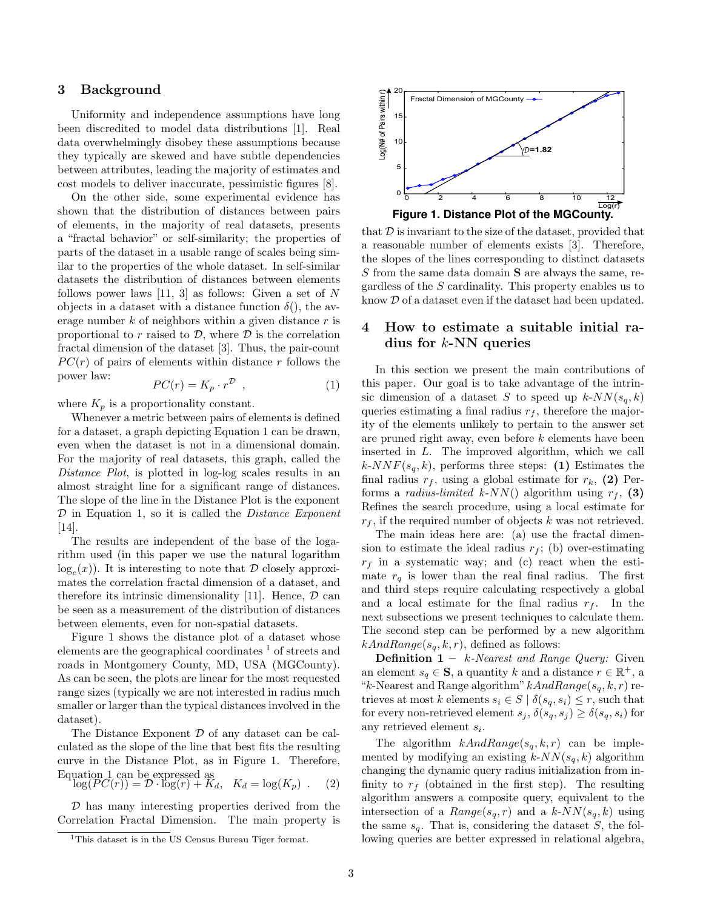## 3 Background

Uniformity and independence assumptions have long been discredited to model data distributions [1]. Real data overwhelmingly disobey these assumptions because they typically are skewed and have subtle dependencies between attributes, leading the majority of estimates and cost models to deliver inaccurate, pessimistic figures [8].

On the other side, some experimental evidence has shown that the distribution of distances between pairs of elements, in the majority of real datasets, presents a "fractal behavior" or self-similarity; the properties of parts of the dataset in a usable range of scales being similar to the properties of the whole dataset. In self-similar datasets the distribution of distances between elements follows power laws [11, 3] as follows: Given a set of $N$ objects in a dataset with a distance function $\delta()$, the average number $k$ of neighbors within a given distance $r$ is proportional to $r$ raised to $\mathcal{D}$, where $\mathcal{D}$ is the correlation fractal dimension of the dataset [3]. Thus, the pair-count $PC(r)$ of pairs of elements within distance $r$ follows the power law:

$$PC(r) = K_p \cdot r^{\mathcal{D}} \quad , \tag{1}$$

where $K_p$ is a proportionality constant.

Whenever a metric between pairs of elements is defined for a dataset, a graph depicting Equation 1 can be drawn, even when the dataset is not in a dimensional domain. For the majority of real datasets, this graph, called the *Distance Plot*, is plotted in log-log scales results in an almost straight line for a significant range of distances. The slope of the line in the Distance Plot is the exponent $\mathcal{D}$ in Equation 1, so it is called the *Distance Exponent* [14].

The results are independent of the base of the logarithm used (in this paper we use the natural logarithm $\log_e(x)$). It is interesting to note that $\mathcal{D}$ closely approximates the correlation fractal dimension of a dataset, and therefore its intrinsic dimensionality [11]. Hence, $\mathcal{D}$ can be seen as a measurement of the distribution of distances between elements, even for non-spatial datasets.

Figure 1 shows the distance plot of a dataset whose elements are the geographical coordinates [1] of streets and roads in Montgomery County, MD, USA (MGCounty). As can be seen, the plots are linear for the most requested range sizes (typically we are not interested in radius much smaller or larger than the typical distances involved in the dataset).

The Distance Exponent $\mathcal{D}$ of any dataset can be calculated as the slope of the line that best fits the resulting curve in the Distance Plot, as in Figure 1. Therefore, Equation 1 can be expressed as

$$\log(PC(r)) = \mathcal{D} \cdot \log(r) + K_d, \quad K_d = \log(K_p) \quad . \tag{2}$$

$\mathcal{D}$ has many interesting properties derived from the Correlation Fractal Dimension. The main property is that $\mathcal{D}$ is invariant to the size of the dataset, provided that a reasonable number of elements exists [3]. Therefore, the slopes of the lines corresponding to distinct datasets $S$ from the same data domain $\mathbf{S}$ are always the same, regardless of the $S$ cardinality. This property enables us to know $\mathcal{D}$ of a dataset even if the dataset had been updated.

[1] This dataset is in the US Census Bureau Tiger format.

**Figure 1. Distance Plot of the MGCounty.**

## 4 How to estimate a suitable initial radius for $k$-NN queries

In this section we present the main contributions of this paper. Our goal is to take advantage of the intrinsic dimension of a dataset $S$ to speed up $k$-$NN(s_q, k)$ queries estimating a final radius $r_f$, therefore the majority of the elements unlikely to pertain to the answer set are pruned right away, even before $k$ elements have been inserted in $L$. The improved algorithm, which we call $k$-$NNF(s_q, k)$, performs three steps: **(1)** Estimates the final radius $r_f$, using a global estimate for $r_k$, **(2)** Performs a *radius-limited* $k$-$NN()$ algorithm using $r_f$, **(3)** Refines the search procedure, using a local estimate for $r_f$, if the required number of objects $k$ was not retrieved.

The main ideas here are: (a) use the fractal dimension to estimate the ideal radius $r_f$; (b) over-estimating $r_f$ in a systematic way; and (c) react when the estimate $r_q$ is lower than the real final radius. The first and third steps require calculating respectively a global and a local estimate for the final radius $r_f$. In the next subsections we present techniques to calculate them. The second step can be performed by a new algorithm $kAndRange(s_q, k, r)$, defined as follows:

**Definition 1** – *$k$-Nearest and Range Query:* Given an element $s_q \in \mathbf{S}$, a quantity $k$ and a distance $r \in \mathbb{R}^+$, a "$k$-Nearest and Range algorithm" $kAndRange(s_q, k, r)$ retrieves at most $k$ elements $s_i \in S \mid \delta(s_q, s_i) \leq r$, such that for every non-retrieved element $s_j$, $\delta(s_q, s_j) \geq \delta(s_q, s_i)$ for any retrieved element $s_i$.

The algorithm $kAndRange(s_q, k, r)$ can be implemented by modifying an existing $k$-$NN(s_q, k)$ algorithm changing the dynamic query radius initialization from infinity to $r_f$ (obtained in the first step). The resulting algorithm answers a composite query, equivalent to the intersection of a $Range(s_q, r)$ and a $k$-$NN(s_q, k)$ using the same $s_q$. That is, considering the dataset $S$, the following queries are better expressed in relational algebra,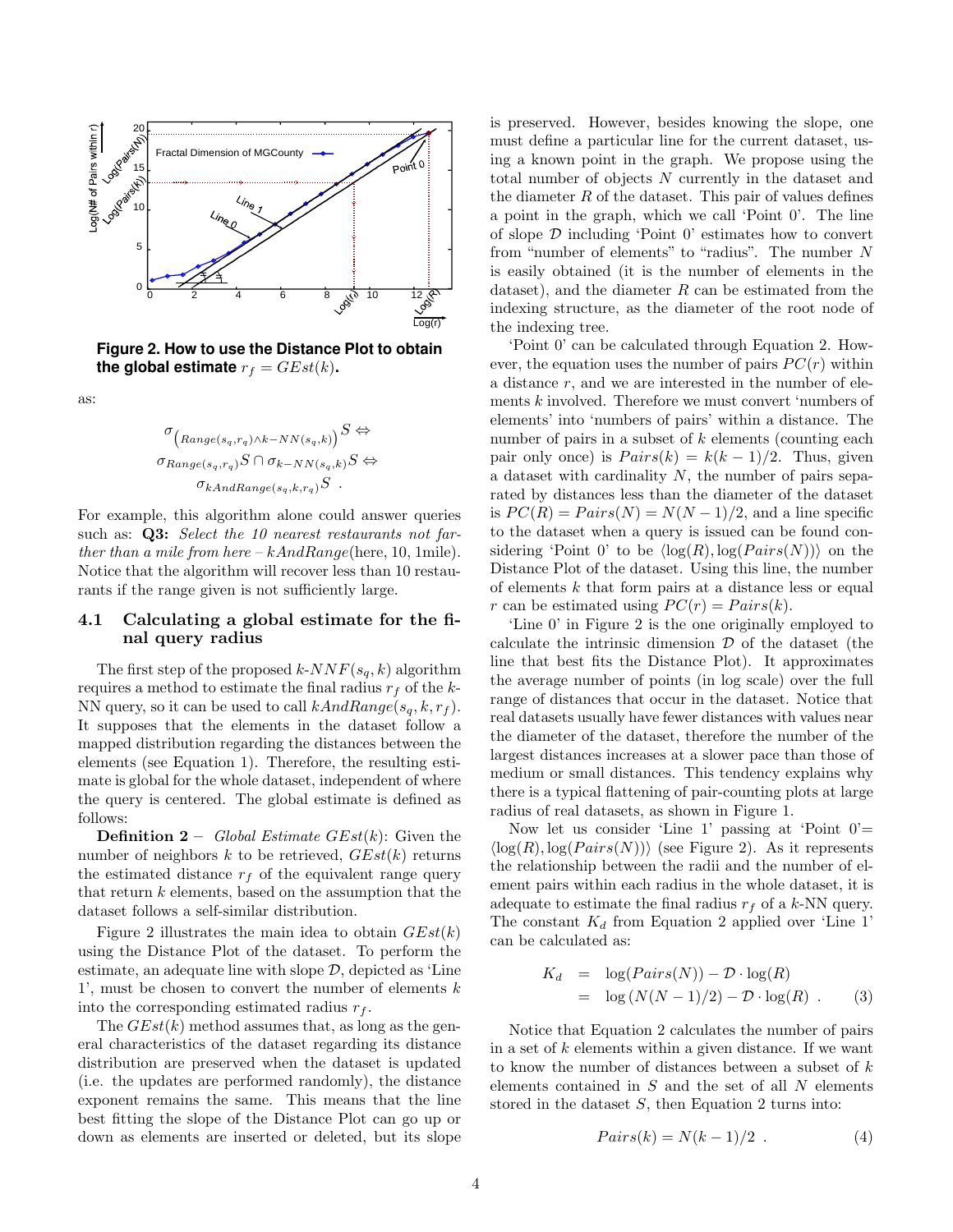**Figure 2. How to use the Distance Plot to obtain the global estimate $r_f = GEst(k)$.**

as:

$$\sigma_{\left(Range(s_q,r_q) \wedge k-NN(s_q,k)\right)} S \Leftrightarrow$$
$$\sigma_{Range(s_q,r_q)} S \cap \sigma_{k-NN(s_q,k)} S \Leftrightarrow$$
$$\sigma_{kAndRange(s_q,k,r_q)} S \ .$$

For example, this algorithm alone could answer queries such as: **Q3:** *Select the 10 nearest restaurants not farther than a mile from here* – $kAndRange$(here, 10, 1mile). Notice that the algorithm will recover less than 10 restaurants if the range given is not sufficiently large.

### 4.1 Calculating a global estimate for the final query radius

The first step of the proposed $k$-$NNF(s_q, k)$ algorithm requires a method to estimate the final radius $r_f$ of the $k$-NN query, so it can be used to call $kAndRange(s_q, k, r_f)$. It supposes that the elements in the dataset follow a mapped distribution regarding the distances between the elements (see Equation 1). Therefore, the resulting estimate is global for the whole dataset, independent of where the query is centered. The global estimate is defined as follows:

**Definition 2** – *Global Estimate $GEst(k)$*: Given the number of neighbors $k$ to be retrieved, $GEst(k)$ returns the estimated distance $r_f$ of the equivalent range query that return $k$ elements, based on the assumption that the dataset follows a self-similar distribution.

Figure 2 illustrates the main idea to obtain $GEst(k)$ using the Distance Plot of the dataset. To perform the estimate, an adequate line with slope $\mathcal{D}$, depicted as 'Line 1', must be chosen to convert the number of elements $k$ into the corresponding estimated radius $r_f$.

The $GEst(k)$ method assumes that, as long as the general characteristics of the dataset regarding its distance distribution are preserved when the dataset is updated (i.e. the updates are performed randomly), the distance exponent remains the same. This means that the line best fitting the slope of the Distance Plot can go up or down as elements are inserted or deleted, but its slope is preserved. However, besides knowing the slope, one must define a particular line for the current dataset, using a known point in the graph. We propose using the total number of objects $N$ currently in the dataset and the diameter $R$ of the dataset. This pair of values defines a point in the graph, which we call 'Point 0'. The line of slope $\mathcal{D}$ including 'Point 0' estimates how to convert from "number of elements" to "radius". The number $N$ is easily obtained (it is the number of elements in the dataset), and the diameter $R$ can be estimated from the indexing structure, as the diameter of the root node of the indexing tree.

'Point 0' can be calculated through Equation 2. However, the equation uses the number of pairs $PC(r)$ within a distance $r$, and we are interested in the number of elements $k$ involved. Therefore we must convert 'numbers of elements' into 'numbers of pairs' within a distance. The number of pairs in a subset of $k$ elements (counting each pair only once) is $Pairs(k) = k(k-1)/2$. Thus, given a dataset with cardinality $N$, the number of pairs separated by distances less than the diameter of the dataset is $PC(R) = Pairs(N) = N(N-1)/2$, and a line specific to the dataset when a query is issued can be found considering 'Point 0' to be $\langle \log(R), \log(Pairs(N)) \rangle$ on the Distance Plot of the dataset. Using this line, the number of elements $k$ that form pairs at a distance less or equal $r$ can be estimated using $PC(r) = Pairs(k)$.

'Line 0' in Figure 2 is the one originally employed to calculate the intrinsic dimension $\mathcal{D}$ of the dataset (the line that best fits the Distance Plot). It approximates the average number of points (in log scale) over the full range of distances that occur in the dataset. Notice that real datasets usually have fewer distances with values near the diameter of the dataset, therefore the number of the largest distances increases at a slower pace than those of medium or small distances. This tendency explains why there is a typical flattening of pair-counting plots at large radius of real datasets, as shown in Figure 1.

Now let us consider 'Line 1' passing at 'Point 0'$=$ $\langle \log(R), \log(Pairs(N)) \rangle$ (see Figure 2). As it represents the relationship between the radii and the number of element pairs within each radius in the whole dataset, it is adequate to estimate the final radius $r_f$ of a $k$-NN query. The constant $K_d$ from Equation 2 applied over 'Line 1' can be calculated as:

$$\begin{aligned} K_d &= \log(Pairs(N)) - \mathcal{D} \cdot \log(R) \\ &= \log\left(N(N-1)/2\right) - \mathcal{D} \cdot \log(R) \ . \end{aligned} \tag{3}$$

Notice that Equation 2 calculates the number of pairs in a set of $k$ elements within a given distance. If we want to know the number of distances between a subset of $k$ elements contained in $S$ and the set of all $N$ elements stored in the dataset $S$, then Equation 2 turns into:

$$Pairs(k) = N(k-1)/2 \ . \tag{4}$$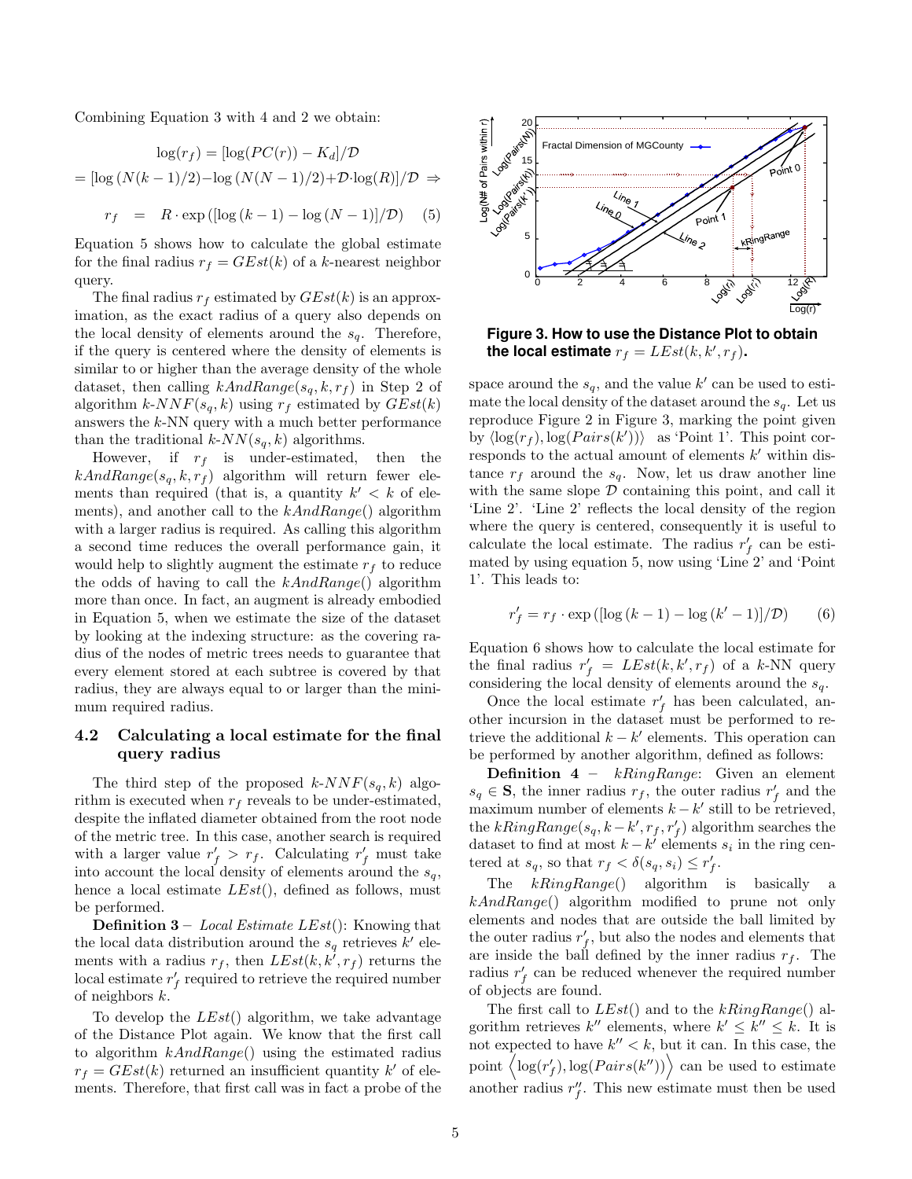Combining Equation 3 with 4 and 2 we obtain:

$$\log(r_f) = [\log(PC(r)) - K_d]/\mathcal{D}$$

$$= [\log\left(N(k-1)/2\right) - \log\left(N(N-1)/2\right) + \mathcal{D}\cdot\log(R)]/\mathcal{D} \Rightarrow$$

$$r_f = R \cdot \exp\left([\log\left(k-1\right) - \log\left(N-1\right)]/\mathcal{D}\right) \quad (5)$$

Equation 5 shows how to calculate the global estimate for the final radius $r_f = GEst(k)$ of a $k$-nearest neighbor query.

The final radius $r_f$ estimated by $GEst(k)$ is an approximation, as the exact radius of a query also depends on the local density of elements around the $s_q$. Therefore, if the query is centered where the density of elements is similar to or higher than the average density of the whole dataset, then calling $kAndRange(s_q, k, r_f)$ in Step 2 of algorithm $k$-$NNF(s_q, k)$ using $r_f$ estimated by $GEst(k)$ answers the $k$-NN query with a much better performance than the traditional $k$-$NN(s_q, k)$ algorithms.

However, if $r_f$ is under-estimated, then the $kAndRange(s_q, k, r_f)$ algorithm will return fewer elements than required (that is, a quantity $k' < k$ of elements), and another call to the $kAndRange()$ algorithm with a larger radius is required. As calling this algorithm a second time reduces the overall performance gain, it would help to slightly augment the estimate $r_f$ to reduce the odds of having to call the $kAndRange()$ algorithm more than once. In fact, an augment is already embodied in Equation 5, when we estimate the size of the dataset by looking at the indexing structure: as the covering radius of the nodes of metric trees needs to guarantee that every element stored at each subtree is covered by that radius, they are always equal to or larger than the minimum required radius.

### 4.2 Calculating a local estimate for the final query radius

The third step of the proposed $k$-$NNF(s_q, k)$ algorithm is executed when $r_f$ reveals to be under-estimated, despite the inflated diameter obtained from the root node of the metric tree. In this case, another search is required with a larger value $r'_f > r_f$. Calculating $r'_f$ must take into account the local density of elements around the $s_q$, hence a local estimate $LEst()$, defined as follows, must be performed.

**Definition 3** – *Local Estimate* $LEst()$: Knowing that the local data distribution around the $s_q$ retrieves $k'$ elements with a radius $r_f$, then $LEst(k, k', r_f)$ returns the local estimate $r'_f$ required to retrieve the required number of neighbors $k$.

To develop the $LEst()$ algorithm, we take advantage of the Distance Plot again. We know that the first call to algorithm $kAndRange()$ using the estimated radius $r_f = GEst(k)$ returned an insufficient quantity $k'$ of elements. Therefore, that first call was in fact a probe of the space around the $s_q$, and the value $k'$ can be used to estimate the local density of the dataset around the $s_q$. Let us reproduce Figure 2 in Figure 3, marking the point given by $\langle \log(r_f), \log(Pairs(k')) \rangle$ as 'Point 1'. This point corresponds to the actual amount of elements $k'$ within distance $r_f$ around the $s_q$. Now, let us draw another line with the same slope $\mathcal{D}$ containing this point, and call it 'Line 2'. 'Line 2' reflects the local density of the region where the query is centered, consequently it is useful to calculate the local estimate. The radius $r'_f$ can be estimated by using equation 5, now using 'Line 2' and 'Point 1'. This leads to:

**Figure 3. How to use the Distance Plot to obtain the local estimate $r_f = LEst(k, k', r_f)$.**

$$r'_f = r_f \cdot \exp\left([\log\left(k-1\right) - \log\left(k'-1\right)]/\mathcal{D}\right) \quad (6)$$

Equation 6 shows how to calculate the local estimate for the final radius $r'_f = LEst(k, k', r_f)$ of a $k$-NN query considering the local density of elements around the $s_q$.

Once the local estimate $r'_f$ has been calculated, another incursion in the dataset must be performed to retrieve the additional $k - k'$ elements. This operation can be performed by another algorithm, defined as follows:

**Definition 4** – *kRingRange*: Given an element $s_q \in \mathbf{S}$, the inner radius $r_f$, the outer radius $r'_f$ and the maximum number of elements $k - k'$ still to be retrieved, the $kRingRange(s_q, k - k', r_f, r'_f)$ algorithm searches the dataset to find at most $k - k'$ elements $s_i$ in the ring centered at $s_q$, so that $r_f < \delta(s_q, s_i) \leq r'_f$.

The $kRingRange()$ algorithm is basically a $kAndRange()$ algorithm modified to prune not only elements and nodes that are outside the ball limited by the outer radius $r'_f$, but also the nodes and elements that are inside the ball defined by the inner radius $r_f$. The radius $r'_f$ can be reduced whenever the required number of objects are found.

The first call to $LEst()$ and to the $kRingRange()$ algorithm retrieves $k''$ elements, where $k' \leq k'' \leq k$. It is not expected to have $k'' < k$, but it can. In this case, the point $\left\langle \log(r'_f), \log(Pairs(k'')) \right\rangle$ can be used to estimate another radius $r''_f$. This new estimate must then be used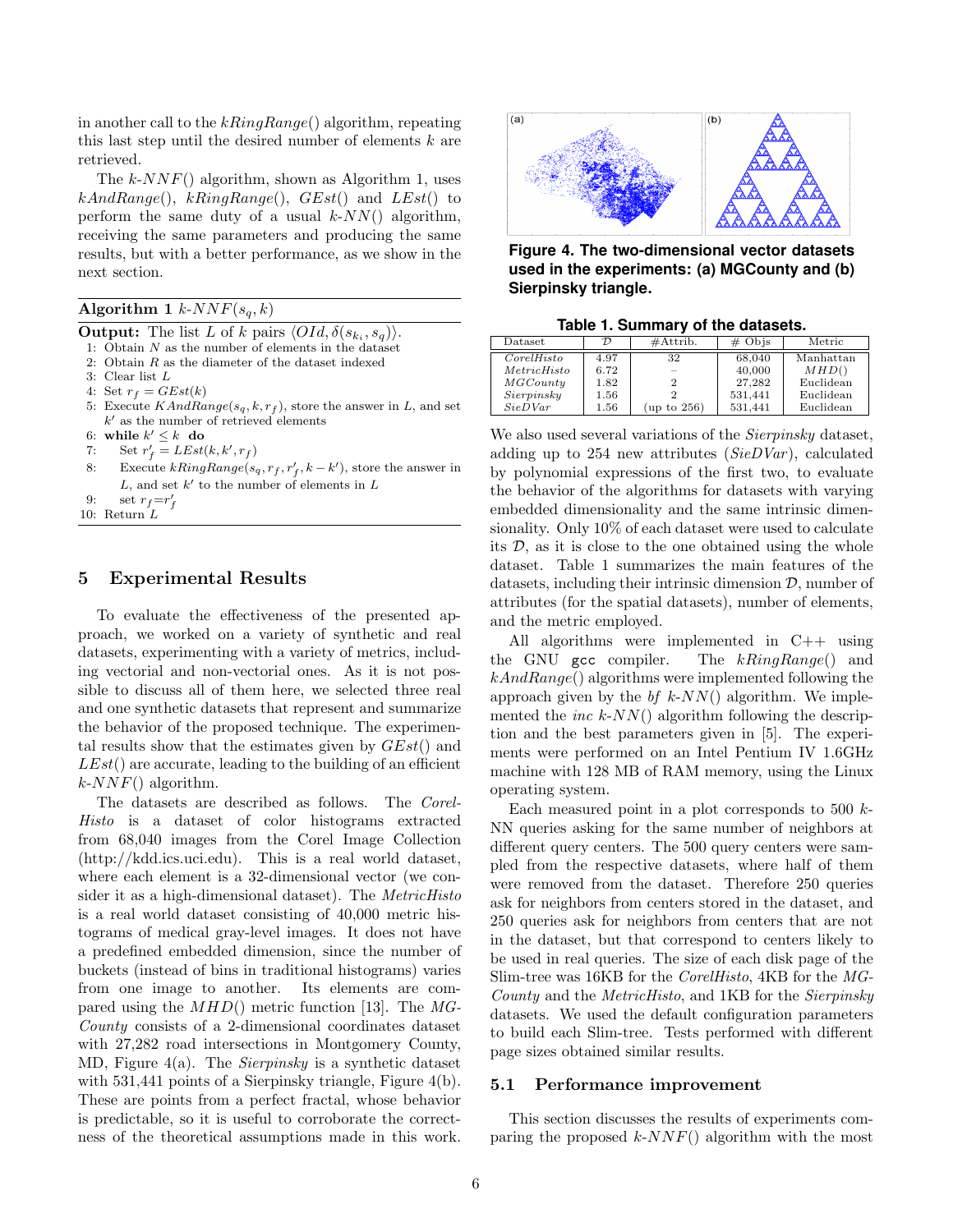in another call to the $kRingRange()$ algorithm, repeating this last step until the desired number of elements $k$ are retrieved.

The $k$-$NNF()$ algorithm, shown as Algorithm 1, uses $kAndRange()$, $kRingRange()$, $GEst()$ and $LEst()$ to perform the same duty of a usual $k$-$NN()$ algorithm, receiving the same parameters and producing the same results, but with a better performance, as we show in the next section.

**Algorithm 1** $k$-$NNF(s_q, k)$

**Output:** The list $L$ of $k$ pairs $\langle OId, \delta(s_{k_i}, s_q)\rangle$.

1: Obtain $N$ as the number of elements in the dataset
2: Obtain $R$ as the diameter of the dataset indexed
3: Clear list $L$
4: Set $r_f = GEst(k)$
5: Execute $KAndRange(s_q, k, r_f)$, store the answer in $L$, and set $k'$ as the number of retrieved elements
6: **while** $k' \leq k$ **do**
7: Set $r'_f = LEst(k, k', r_f)$
8: Execute $kRingRange(s_q, r_f, r'_f, k - k')$, store the answer in $L$, and set $k'$ to the number of elements in $L$
9: set $r_f = r'_f$
10: Return $L$

## 5 Experimental Results

To evaluate the effectiveness of the presented approach, we worked on a variety of synthetic and real datasets, experimenting with a variety of metrics, including vectorial and non-vectorial ones. As it is not possible to discuss all of them here, we selected three real and one synthetic datasets that represent and summarize the behavior of the proposed technique. The experimental results show that the estimates given by $GEst()$ and $LEst()$ are accurate, leading to the building of an efficient $k$-$NNF()$ algorithm.

The datasets are described as follows. The *CorelHisto* is a dataset of color histograms extracted from 68,040 images from the Corel Image Collection (http://kdd.ics.uci.edu). This is a real world dataset, where each element is a 32-dimensional vector (we consider it as a high-dimensional dataset). The *MetricHisto* is a real world dataset consisting of 40,000 metric histograms of medical gray-level images. It does not have a predefined embedded dimension, since the number of buckets (instead of bins in traditional histograms) varies from one image to another. Its elements are compared using the $MHD()$ metric function [13]. The *MGCounty* consists of a 2-dimensional coordinates dataset with 27,282 road intersections in Montgomery County, MD, Figure 4(a). The *Sierpinsky* is a synthetic dataset with 531,441 points of a Sierpinsky triangle, Figure 4(b). These are points from a perfect fractal, whose behavior is predictable, so it is useful to corroborate the correctness of the theoretical assumptions made in this work.

**Figure 4. The two-dimensional vector datasets used in the experiments: (a) MGCounty and (b) Sierpinsky triangle.**

**Table 1. Summary of the datasets.**

| Dataset | $\mathcal{D}$ | #Attrib. | # Objs | Metric |
|---|---|---|---|---|
| *CorelHisto* | 4.97 | 32 | 68,040 | Manhattan |
| *MetricHisto* | 6.72 | – | 40,000 | $MHD()$ |
| *MGCounty* | 1.82 | 2 | 27,282 | Euclidean |
| *Sierpinsky* | 1.56 | 2 | 531,441 | Euclidean |
| *SieDVar* | 1.56 | (up to 256) | 531,441 | Euclidean |

We also used several variations of the *Sierpinsky* dataset, adding up to 254 new attributes (*SieDVar*), calculated by polynomial expressions of the first two, to evaluate the behavior of the algorithms for datasets with varying embedded dimensionality and the same intrinsic dimensionality. Only 10% of each dataset were used to calculate its $\mathcal{D}$, as it is close to the one obtained using the whole dataset. Table 1 summarizes the main features of the datasets, including their intrinsic dimension $\mathcal{D}$, number of attributes (for the spatial datasets), number of elements, and the metric employed.

All algorithms were implemented in C++ using the GNU `gcc` compiler. The $kRingRange()$ and $kAndRange()$ algorithms were implemented following the approach given by the *bf* $k$-$NN()$ algorithm. We implemented the *inc* $k$-$NN()$ algorithm following the description and the best parameters given in [5]. The experiments were performed on an Intel Pentium IV 1.6GHz machine with 128 MB of RAM memory, using the Linux operating system.

Each measured point in a plot corresponds to 500 $k$-NN queries asking for the same number of neighbors at different query centers. The 500 query centers were sampled from the respective datasets, where half of them were removed from the dataset. Therefore 250 queries ask for neighbors from centers stored in the dataset, and 250 queries ask for neighbors from centers that are not in the dataset, but that correspond to centers likely to be used in real queries. The size of each disk page of the Slim-tree was 16KB for the *CorelHisto*, 4KB for the *MGCounty* and the *MetricHisto*, and 1KB for the *Sierpinsky* datasets. We used the default configuration parameters to build each Slim-tree. Tests performed with different page sizes obtained similar results.

### 5.1 Performance improvement

This section discusses the results of experiments comparing the proposed $k$-$NNF()$ algorithm with the most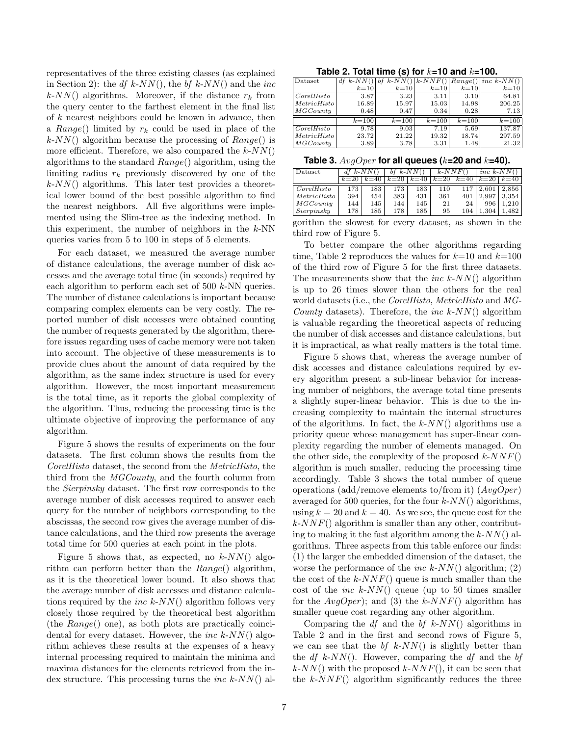representatives of the three existing classes (as explained in Section 2): the *df k-NN*(), the *bf k-NN*() and the *inc k-NN*() algorithms. Moreover, if the distance $r_k$ from the query center to the farthest element in the final list of $k$ nearest neighbors could be known in advance, then a *Range*() limited by $r_k$ could be used in place of the *k-NN*() algorithm because the processing of *Range*() is more efficient. Therefore, we also compared the *k-NN*() algorithms to the standard *Range*() algorithm, using the limiting radius $r_k$ previously discovered by one of the *k-NN*() algorithms. This later test provides a theoretical lower bound of the best possible algorithm to find the nearest neighbors. All five algorithms were implemented using the Slim-tree as the indexing method. In this experiment, the number of neighbors in the *k*-NN queries varies from 5 to 100 in steps of 5 elements.

For each dataset, we measured the average number of distance calculations, the average number of disk accesses and the average total time (in seconds) required by each algorithm to perform each set of 500 *k*-NN queries. The number of distance calculations is important because comparing complex elements can be very costly. The reported number of disk accesses were obtained counting the number of requests generated by the algorithm, therefore issues regarding uses of cache memory were not taken into account. The objective of these measurements is to provide clues about the amount of data required by the algorithm, as the same index structure is used for every algorithm. However, the most important measurement is the total time, as it reports the global complexity of the algorithm. Thus, reducing the processing time is the ultimate objective of improving the performance of any algorithm.

Figure 5 shows the results of experiments on the four datasets. The first column shows the results from the *CorelHisto* dataset, the second from the *MetricHisto*, the third from the *MGCounty*, and the fourth column from the *Sierpinsky* dataset. The first row corresponds to the average number of disk accesses required to answer each query for the number of neighbors corresponding to the abscissas, the second row gives the average number of distance calculations, and the third row presents the average total time for 500 queries at each point in the plots.

Figure 5 shows that, as expected, no *k-NN*() algorithm can perform better than the *Range*() algorithm, as it is the theoretical lower bound. It also shows that the average number of disk accesses and distance calculations required by the *inc k-NN*() algorithm follows very closely those required by the theoretical best algorithm (the *Range*() one), as both plots are practically coincidental for every dataset. However, the *inc k-NN*() algorithm achieves these results at the expenses of a heavy internal processing required to maintain the minima and maxima distances for the elements retrieved from the index structure. This processing turns the *inc k-NN*() algorithm the slowest for every dataset, as shown in the third row of Figure 5.

**Table 2. Total time (s) for $k$=10 and $k$=100.**

| Dataset | *df k-NN*() | *bf k-NN*() | *k-NNF*() | *Range*() | *inc k-NN*() |
|---|---|---|---|---|---|
| | $k$=10 | $k$=10 | $k$=10 | $k$=10 | $k$=10 |
| *CorelHisto* | 3.87 | 3.23 | 3.11 | 3.10 | 64.81 |
| *MetricHisto* | 16.89 | 15.97 | 15.03 | 14.98 | 206.25 |
| *MGCounty* | 0.48 | 0.47 | 0.34 | 0.28 | 7.13 |
| | $k$=100 | $k$=100 | $k$=100 | $k$=100 | $k$=100 |
| *CorelHisto* | 9.78 | 9.03 | 7.19 | 5.69 | 137.87 |
| *MetricHisto* | 23.72 | 21.22 | 19.32 | 18.74 | 297.59 |
| *MGCounty* | 3.89 | 3.78 | 3.31 | 1.48 | 21.32 |

**Table 3. *AvgOper* for all queues ($k$=20 and $k$=40).**

| Dataset | *df k-NN*() | | *bf k-NN*() | | *k-NNF*() | | *inc k-NN*() | |
|---|---|---|---|---|---|---|---|---|
| | $k$=20 | $k$=40 | $k$=20 | $k$=40 | $k$=20 | $k$=40 | $k$=20 | $k$=40 |
| *CorelHisto* | 173 | 183 | 173 | 183 | 110 | 117 | 2,601 | 2,856 |
| *MetricHisto* | 394 | 454 | 383 | 431 | 361 | 401 | 2,997 | 3,354 |
| *MGCounty* | 144 | 145 | 144 | 145 | 21 | 24 | 996 | 1,210 |
| *Sierpinsky* | 178 | 185 | 178 | 185 | 95 | 104 | 1,304 | 1,482 |

To better compare the other algorithms regarding time, Table 2 reproduces the values for $k$=10 and $k$=100 of the third row of Figure 5 for the first three datasets. The measurements show that the *inc k-NN*() algorithm is up to 26 times slower than the others for the real world datasets (i.e., the *CorelHisto*, *MetricHisto* and *MGCounty* datasets). Therefore, the *inc k-NN*() algorithm is valuable regarding the theoretical aspects of reducing the number of disk accesses and distance calculations, but it is impractical, as what really matters is the total time.

Figure 5 shows that, whereas the average number of disk accesses and distance calculations required by every algorithm present a sub-linear behavior for increasing number of neighbors, the average total time presents a slightly super-linear behavior. This is due to the increasing complexity to maintain the internal structures of the algorithms. In fact, the *k-NN*() algorithms use a priority queue whose management has super-linear complexity regarding the number of elements managed. On the other side, the complexity of the proposed *k-NNF*() algorithm is much smaller, reducing the processing time accordingly. Table 3 shows the total number of queue operations (add/remove elements to/from it) (*AvgOper*) averaged for 500 queries, for the four *k-NN*() algorithms, using $k = 20$ and $k = 40$. As we see, the queue cost for the *k-NNF*() algorithm is smaller than any other, contributing to making it the fast algorithm among the *k-NN*() algorithms. Three aspects from this table enforce our finds: (1) the larger the embedded dimension of the dataset, the worse the performance of the *inc k-NN*() algorithm; (2) the cost of the *k-NNF*() queue is much smaller than the cost of the *inc k-NN*() queue (up to 50 times smaller for the *AvgOper*); and (3) the *k-NNF*() algorithm has smaller queue cost regarding any other algorithm.

Comparing the *df* and the *bf k-NN*() algorithms in Table 2 and in the first and second rows of Figure 5, we can see that the *bf k-NN*() is slightly better than the *df k-NN*(). However, comparing the *df* and the *bf k-NN*() with the proposed *k-NNF*(), it can be seen that the *k-NNF*() algorithm significantly reduces the three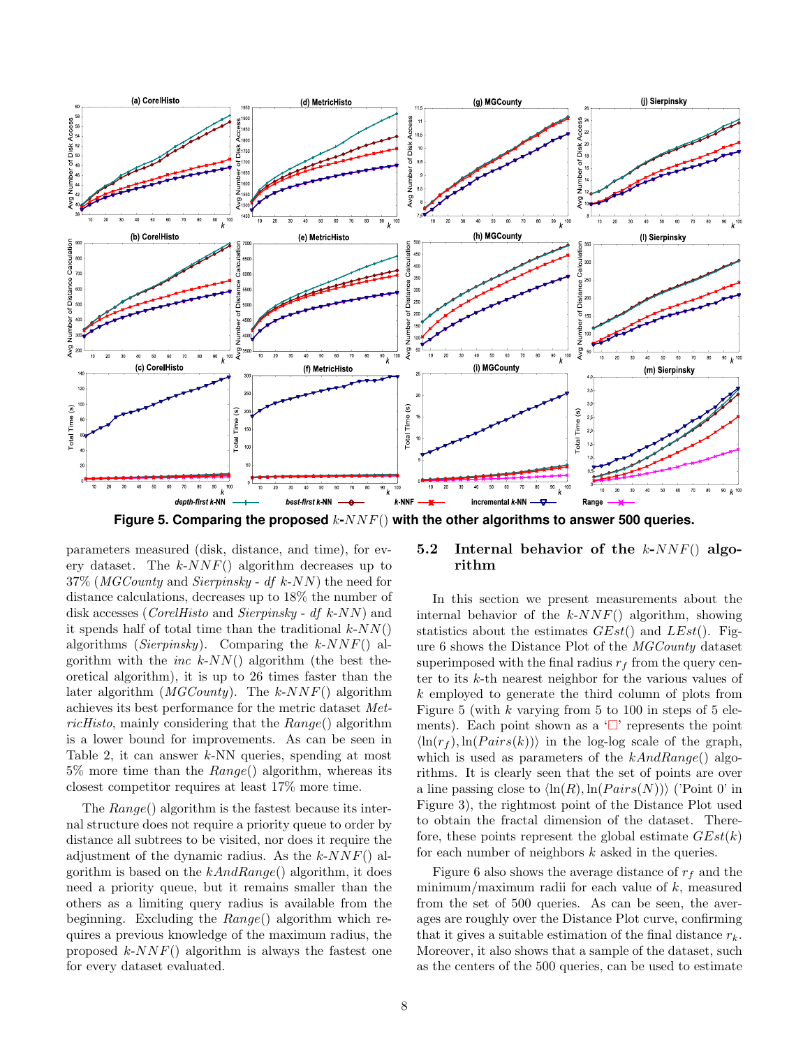**Figure 5. Comparing the proposed $k$-$NNF()$ with the other algorithms to answer 500 queries.**

parameters measured (disk, distance, and time), for every dataset. The $k$-$NNF()$ algorithm decreases up to 37% (*MGCounty* and *Sierpinsky* - *df* $k$-$NN$) the need for distance calculations, decreases up to 18% the number of disk accesses (*CorelHisto* and *Sierpinsky* - *df* $k$-$NN$) and it spends half of time than the traditional $k$-$NN()$ algorithms (*Sierpinsky*). Comparing the $k$-$NNF()$ algorithm with the *inc* $k$-$NN()$ algorithm (the best theoretical algorithm), it is up to 26 times faster than the later algorithm (*MGCounty*). The $k$-$NNF()$ algorithm achieves its best performance for the metric dataset *MetricHisto*, mainly considering that the *Range*() algorithm is a lower bound for improvements. As can be seen in Table 2, it can answer $k$-NN queries, spending at most 5% more time than the *Range*() algorithm, whereas its closest competitor requires at least 17% more time.

The *Range*() algorithm is the fastest because its internal structure does not require a priority queue to order by distance all subtrees to be visited, nor does it require the adjustment of the dynamic radius. As the $k$-$NNF()$ algorithm is based on the *kAndRange*() algorithm, it does need a priority queue, but it remains smaller than the others as a limiting query radius is available from the beginning. Excluding the *Range*() algorithm which requires a previous knowledge of the maximum radius, the proposed $k$-$NNF()$ algorithm is always the fastest one for every dataset evaluated.

## 5.2 Internal behavior of the $k$-$NNF()$ algorithm

In this section we present measurements about the internal behavior of the $k$-$NNF()$ algorithm, showing statistics about the estimates $GEst()$ and $LEst()$. Figure 6 shows the Distance Plot of the *MGCounty* dataset superimposed with the final radius $r_f$ from the query center to its $k$-th nearest neighbor for the various values of $k$ employed to generate the third column of plots from Figure 5 (with $k$ varying from 5 to 100 in steps of 5 elements). Each point shown as a '□' represents the point $\langle \ln(r_f), \ln(Pairs(k)) \rangle$ in the log-log scale of the graph, which is used as parameters of the *kAndRange*() algorithms. It is clearly seen that the set of points are over a line passing close to $\langle \ln(R), \ln(Pairs(N)) \rangle$ ('Point 0' in Figure 3), the rightmost point of the Distance Plot used to obtain the fractal dimension of the dataset. Therefore, these points represent the global estimate $GEst(k)$ for each number of neighbors $k$ asked in the queries.

Figure 6 also shows the average distance of $r_f$ and the minimum/maximum radii for each value of $k$, measured from the set of 500 queries. As can be seen, the averages are roughly over the Distance Plot curve, confirming that it gives a suitable estimation of the final distance $r_k$. Moreover, it also shows that a sample of the dataset, such as the centers of the 500 queries, can be used to estimate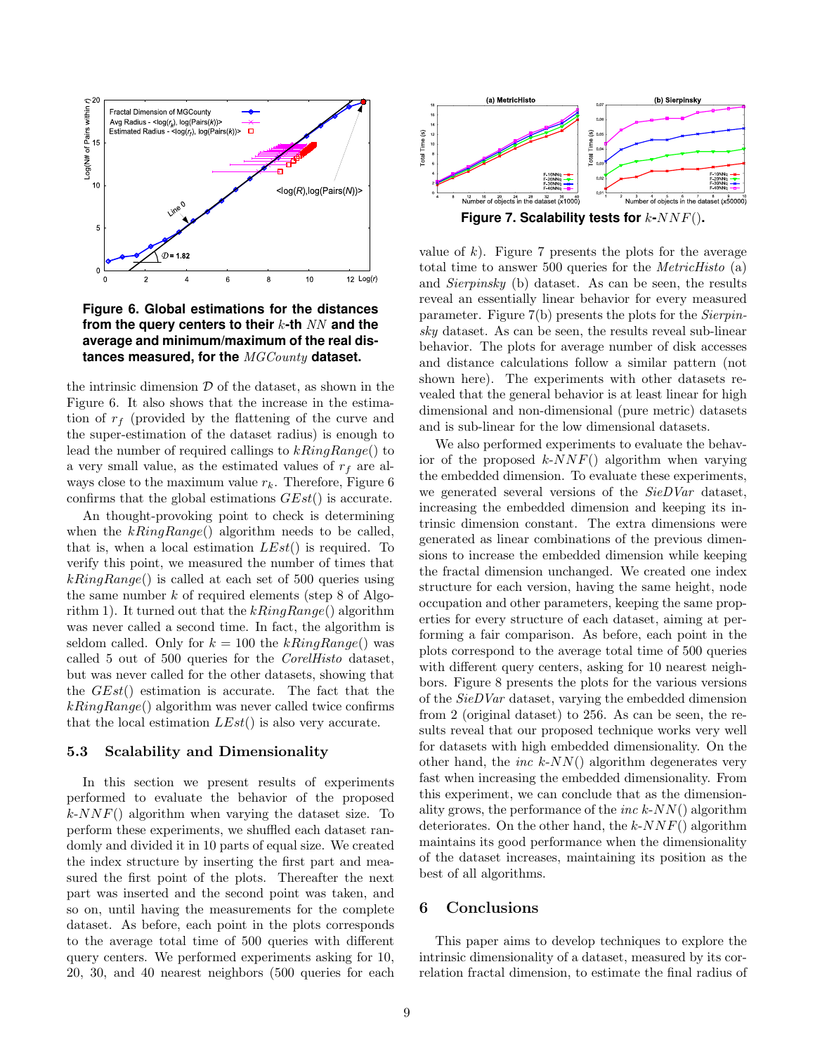**Figure 6. Global estimations for the distances from the query centers to their $k$-th $NN$ and the average and minimum/maximum of the real distances measured, for the $MGCounty$ dataset.**

the intrinsic dimension $\mathcal{D}$ of the dataset, as shown in the Figure 6. It also shows that the increase in the estimation of $r_f$ (provided by the flattening of the curve and the super-estimation of the dataset radius) is enough to lead the number of required callings to $kRingRange()$ to a very small value, as the estimated values of $r_f$ are always close to the maximum value $r_k$. Therefore, Figure 6 confirms that the global estimations $GEst()$ is accurate.

An thought-provoking point to check is determining when the $kRingRange()$ algorithm needs to be called, that is, when a local estimation $LEst()$ is required. To verify this point, we measured the number of times that $kRingRange()$ is called at each set of 500 queries using the same number $k$ of required elements (step 8 of Algorithm 1). It turned out that the $kRingRange()$ algorithm was never called a second time. In fact, the algorithm is seldom called. Only for $k = 100$ the $kRingRange()$ was called 5 out of 500 queries for the *CorelHisto* dataset, but was never called for the other datasets, showing that the $GEst()$ estimation is accurate. The fact that the $kRingRange()$ algorithm was never called twice confirms that the local estimation $LEst()$ is also very accurate.

### 5.3 Scalability and Dimensionality

In this section we present results of experiments performed to evaluate the behavior of the proposed $k$-$NNF()$ algorithm when varying the dataset size. To perform these experiments, we shuffled each dataset randomly and divided it in 10 parts of equal size. We created the index structure by inserting the first part and measured the first point of the plots. Thereafter the next part was inserted and the second point was taken, and so on, until having the measurements for the complete dataset. As before, each point in the plots corresponds to the average total time of 500 queries with different query centers. We performed experiments asking for 10, 20, 30, and 40 nearest neighbors (500 queries for each value of $k$). Figure 7 presents the plots for the average total time to answer 500 queries for the *MetricHisto* (a) and *Sierpinsky* (b) dataset. As can be seen, the results reveal an essentially linear behavior for every measured parameter. Figure 7(b) presents the plots for the *Sierpinsky* dataset. As can be seen, the results reveal sub-linear behavior. The plots for average number of disk accesses and distance calculations follow a similar pattern (not shown here). The experiments with other datasets revealed that the general behavior is at least linear for high dimensional and non-dimensional (pure metric) datasets and is sub-linear for the low dimensional datasets.

**Figure 7. Scalability tests for $k$-$NNF()$.**

We also performed experiments to evaluate the behavior of the proposed $k$-$NNF()$ algorithm when varying the embedded dimension. To evaluate these experiments, we generated several versions of the *SieDVar* dataset, increasing the embedded dimension and keeping its intrinsic dimension constant. The extra dimensions were generated as linear combinations of the previous dimensions to increase the embedded dimension while keeping the fractal dimension unchanged. We created one index structure for each version, having the same height, node occupation and other parameters, keeping the same properties for every structure of each dataset, aiming at performing a fair comparison. As before, each point in the plots correspond to the average total time of 500 queries with different query centers, asking for 10 nearest neighbors. Figure 8 presents the plots for the various versions of the *SieDVar* dataset, varying the embedded dimension from 2 (original dataset) to 256. As can be seen, the results reveal that our proposed technique works very well for datasets with high embedded dimensionality. On the other hand, the *inc* $k$-$NN()$ algorithm degenerates very fast when increasing the embedded dimensionality. From this experiment, we can conclude that as the dimensionality grows, the performance of the *inc* $k$-$NN()$ algorithm deteriorates. On the other hand, the $k$-$NNF()$ algorithm maintains its good performance when the dimensionality of the dataset increases, maintaining its position as the best of all algorithms.

## 6 Conclusions

This paper aims to develop techniques to explore the intrinsic dimensionality of a dataset, measured by its correlation fractal dimension, to estimate the final radius of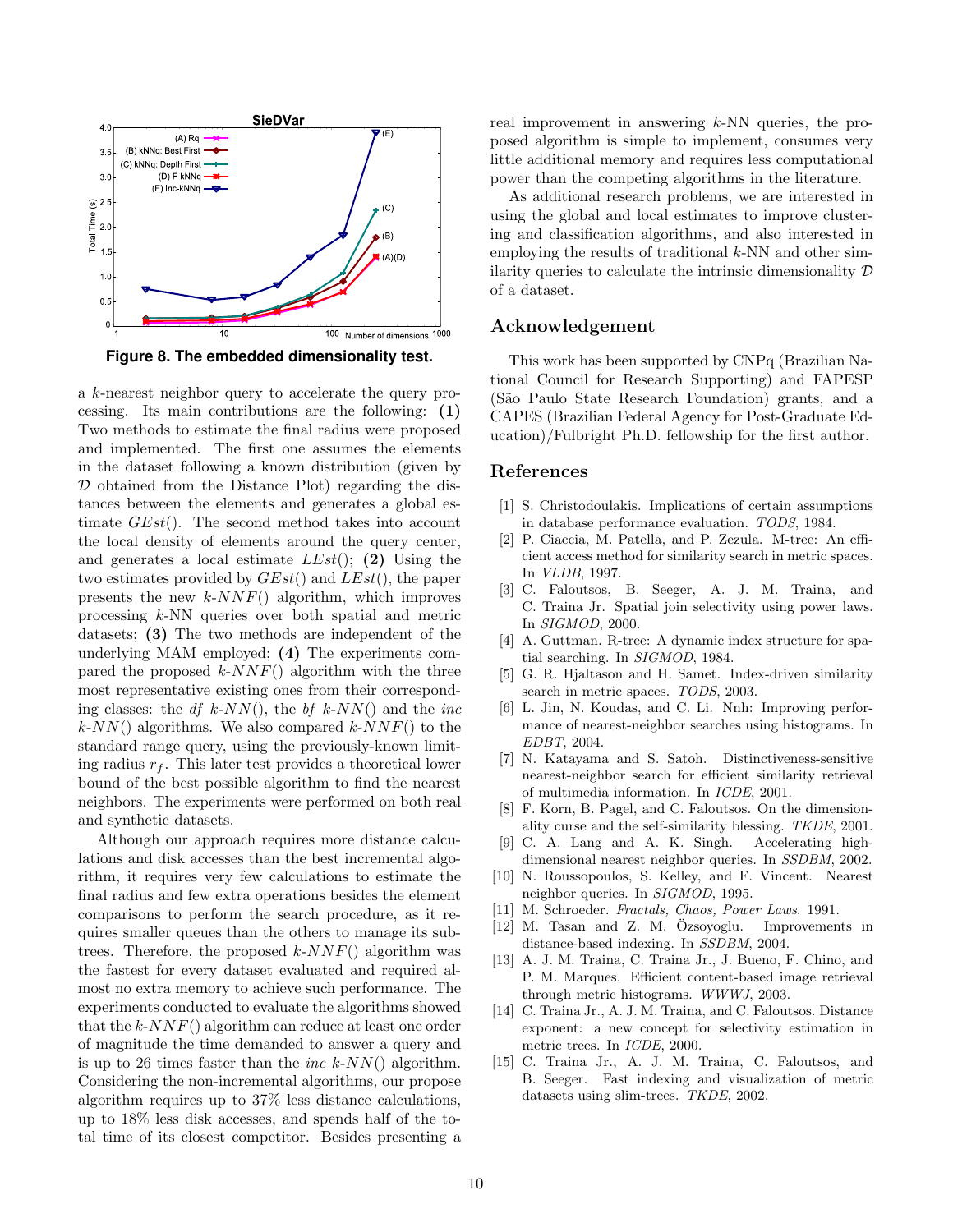SieDVar

Total Time (s)

4.0
3.5
3.0
2.5
2.0
1.5
1.0
0.5
0

1
10
100
Number of dimensions
1000

(A) Rq
(B) kNNq: Best First
(C) kNNq: Depth First
(D) F-kNNq
(E) Inc-kNNq

(E)
(C)
(B)
(A)(D)

**Figure 8. The embedded dimensionality test.**

a $k$-nearest neighbor query to accelerate the query processing. Its main contributions are the following: **(1)** Two methods to estimate the final radius were proposed and implemented. The first one assumes the elements in the dataset following a known distribution (given by $\mathcal{D}$ obtained from the Distance Plot) regarding the distances between the elements and generates a global estimate $GEst()$. The second method takes into account the local density of elements around the query center, and generates a local estimate $LEst()$; **(2)** Using the two estimates provided by $GEst()$ and $LEst()$, the paper presents the new $k$-$NNF()$ algorithm, which improves processing $k$-NN queries over both spatial and metric datasets; **(3)** The two methods are independent of the underlying MAM employed; **(4)** The experiments compared the proposed $k$-$NNF()$ algorithm with the three most representative existing ones from their corresponding classes: the *df* $k$-$NN()$, the *bf* $k$-$NN()$ and the *inc* $k$-$NN()$ algorithms. We also compared $k$-$NNF()$ to the standard range query, using the previously-known limiting radius $r_f$. This later test provides a theoretical lower bound of the best possible algorithm to find the nearest neighbors. The experiments were performed on both real and synthetic datasets.

Although our approach requires more distance calculations and disk accesses than the best incremental algorithm, it requires very few calculations to estimate the final radius and few extra operations besides the element comparisons to perform the search procedure, as it requires smaller queues than the others to manage its subtrees. Therefore, the proposed $k$-$NNF()$ algorithm was the fastest for every dataset evaluated and required almost no extra memory to achieve such performance. The experiments conducted to evaluate the algorithms showed that the $k$-$NNF()$ algorithm can reduce at least one order of magnitude the time demanded to answer a query and is up to 26 times faster than the *inc* $k$-$NN()$ algorithm. Considering the non-incremental algorithms, our propose algorithm requires up to 37% less distance calculations, up to 18% less disk accesses, and spends half of the total time of its closest competitor. Besides presenting a real improvement in answering $k$-NN queries, the proposed algorithm is simple to implement, consumes very little additional memory and requires less computational power than the competing algorithms in the literature.

As additional research problems, we are interested in using the global and local estimates to improve clustering and classification algorithms, and also interested in employing the results of traditional $k$-NN and other similarity queries to calculate the intrinsic dimensionality $\mathcal{D}$ of a dataset.

## Acknowledgement

This work has been supported by CNPq (Brazilian National Council for Research Supporting) and FAPESP (São Paulo State Research Foundation) grants, and a CAPES (Brazilian Federal Agency for Post-Graduate Education)/Fulbright Ph.D. fellowship for the first author.

## References

[1] S. Christodoulakis. Implications of certain assumptions in database performance evaluation. *TODS*, 1984.

[2] P. Ciaccia, M. Patella, and P. Zezula. M-tree: An efficient access method for similarity search in metric spaces. In *VLDB*, 1997.

[3] C. Faloutsos, B. Seeger, A. J. M. Traina, and C. Traina Jr. Spatial join selectivity using power laws. In *SIGMOD*, 2000.

[4] A. Guttman. R-tree: A dynamic index structure for spatial searching. In *SIGMOD*, 1984.

[5] G. R. Hjaltason and H. Samet. Index-driven similarity search in metric spaces. *TODS*, 2003.

[6] L. Jin, N. Koudas, and C. Li. Nnh: Improving performance of nearest-neighbor searches using histograms. In *EDBT*, 2004.

[7] N. Katayama and S. Satoh. Distinctiveness-sensitive nearest-neighbor search for efficient similarity retrieval of multimedia information. In *ICDE*, 2001.

[8] F. Korn, B. Pagel, and C. Faloutsos. On the dimensionality curse and the self-similarity blessing. *TKDE*, 2001.

[9] C. A. Lang and A. K. Singh. Accelerating high-dimensional nearest neighbor queries. In *SSDBM*, 2002.

[10] N. Roussopoulos, S. Kelley, and F. Vincent. Nearest neighbor queries. In *SIGMOD*, 1995.

[11] M. Schroeder. *Fractals, Chaos, Power Laws*. 1991.

[12] M. Tasan and Z. M. Özsoyoglu. Improvements in distance-based indexing. In *SSDBM*, 2004.

[13] A. J. M. Traina, C. Traina Jr., J. Bueno, F. Chino, and P. M. Marques. Efficient content-based image retrieval through metric histograms. *WWWJ*, 2003.

[14] C. Traina Jr., A. J. M. Traina, and C. Faloutsos. Distance exponent: a new concept for selectivity estimation in metric trees. In *ICDE*, 2000.

[15] C. Traina Jr., A. J. M. Traina, C. Faloutsos, and B. Seeger. Fast indexing and visualization of metric datasets using slim-trees. *TKDE*, 2002.